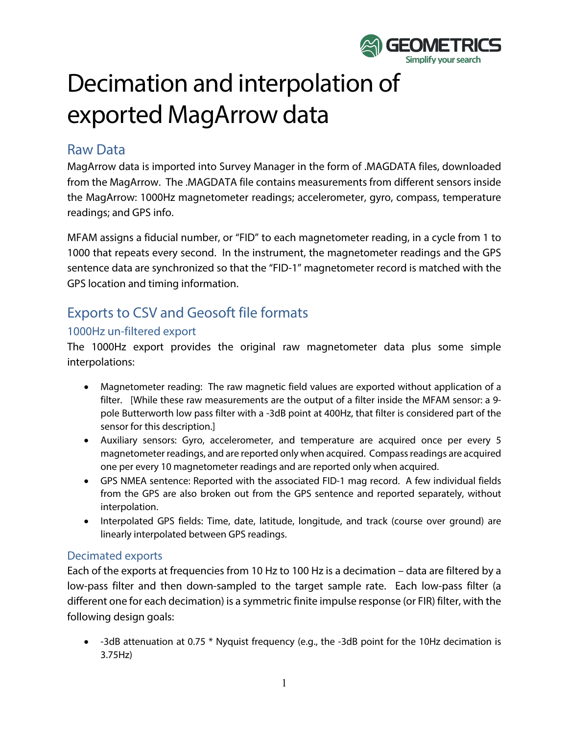# Decimation and interpolation of exported MagArrow data

## Raw Data

MagArrow data is imported into Survey Manager in the form of .MAGDATA files, downloaded from the MagArrow. The .MAGDATA file contains measurements from different sensors inside the MagArrow: 1000Hz magnetometer readings; accelerometer, gyro, compass, temperature readings; and GPS info.

MFAM assigns a fiducial number, or "FID" to each magnetometer reading, in a cycle from 1 to 1000 that repeats every second. In the instrument, the magnetometer readings and the GPS sentence data are synchronized so that the "FID-1" magnetometer record is matched with the GPS location and timing information.

## Exports to CSV and Geosoft file formats

### 1000Hz un-filtered export

The 1000Hz export provides the original raw magnetometer data plus some simple interpolations:

- Magnetometer reading: The raw magnetic field values are exported without application of a filter. [While these raw measurements are the output of a filter inside the MFAM sensor: a 9-pole Butterworth low pass filter with a -3dB point at 400Hz, that filter is considered part of the sensor for this description.]
- Auxiliary sensors: Gyro, accelerometer, and temperature are acquired once per every 5 magnetometer readings, and are reported only when acquired. Compass readings are acquired one per every 10 magnetometer readings and are reported only when acquired.
- GPS NMEA sentence: Reported with the associated FID-1 mag record. A few individual fields from the GPS are also broken out from the GPS sentence and reported separately, without interpolation.
- Interpolated GPS fields: Time, date, latitude, longitude, and track (course over ground) are linearly interpolated between GPS readings.

### Decimated exports

Each of the exports at frequencies from 10 Hz to 100 Hz is a decimation – data are filtered by a low-pass filter and then down-sampled to the target sample rate. Each low-pass filter (a different one for each decimation) is a symmetric finite impulse response (or FIR) filter, with the following design goals:

- -3dB attenuation at 0.75 * Nyquist frequency (e.g., the -3dB point for the 10Hz decimation is 3.75Hz)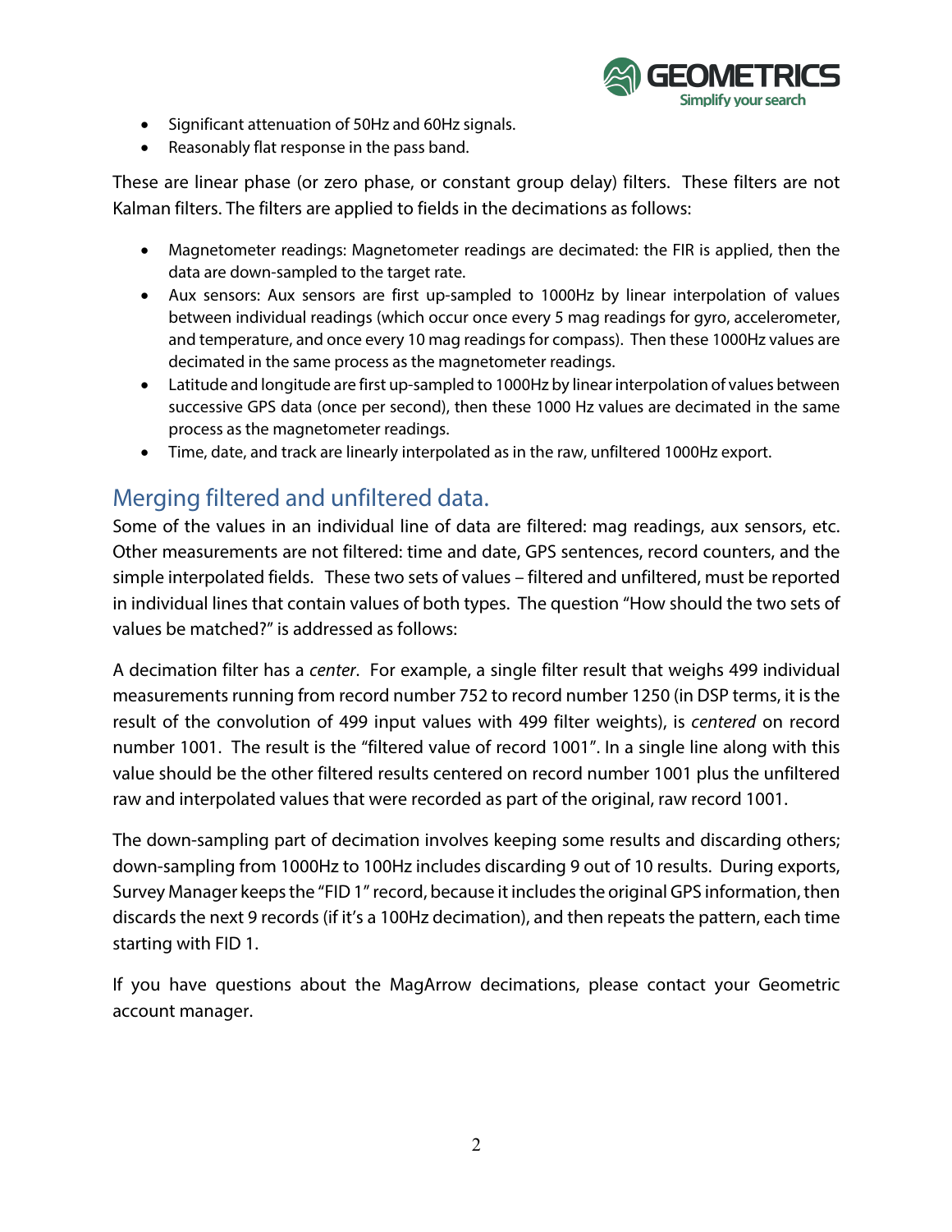- Significant attenuation of 50Hz and 60Hz signals.
- Reasonably flat response in the pass band.

These are linear phase (or zero phase, or constant group delay) filters. These filters are not Kalman filters. The filters are applied to fields in the decimations as follows:

- Magnetometer readings: Magnetometer readings are decimated: the FIR is applied, then the data are down-sampled to the target rate.
- Aux sensors: Aux sensors are first up-sampled to 1000Hz by linear interpolation of values between individual readings (which occur once every 5 mag readings for gyro, accelerometer, and temperature, and once every 10 mag readings for compass). Then these 1000Hz values are decimated in the same process as the magnetometer readings.
- Latitude and longitude are first up-sampled to 1000Hz by linear interpolation of values between successive GPS data (once per second), then these 1000 Hz values are decimated in the same process as the magnetometer readings.
- Time, date, and track are linearly interpolated as in the raw, unfiltered 1000Hz export.

## Merging filtered and unfiltered data.

Some of the values in an individual line of data are filtered: mag readings, aux sensors, etc. Other measurements are not filtered: time and date, GPS sentences, record counters, and the simple interpolated fields. These two sets of values – filtered and unfiltered, must be reported in individual lines that contain values of both types. The question "How should the two sets of values be matched?" is addressed as follows:

A decimation filter has a *center*. For example, a single filter result that weighs 499 individual measurements running from record number 752 to record number 1250 (in DSP terms, it is the result of the convolution of 499 input values with 499 filter weights), is *centered* on record number 1001. The result is the "filtered value of record 1001". In a single line along with this value should be the other filtered results centered on record number 1001 plus the unfiltered raw and interpolated values that were recorded as part of the original, raw record 1001.

The down-sampling part of decimation involves keeping some results and discarding others; down-sampling from 1000Hz to 100Hz includes discarding 9 out of 10 results. During exports, Survey Manager keeps the "FID 1" record, because it includes the original GPS information, then discards the next 9 records (if it's a 100Hz decimation), and then repeats the pattern, each time starting with FID 1.

If you have questions about the MagArrow decimations, please contact your Geometric account manager.